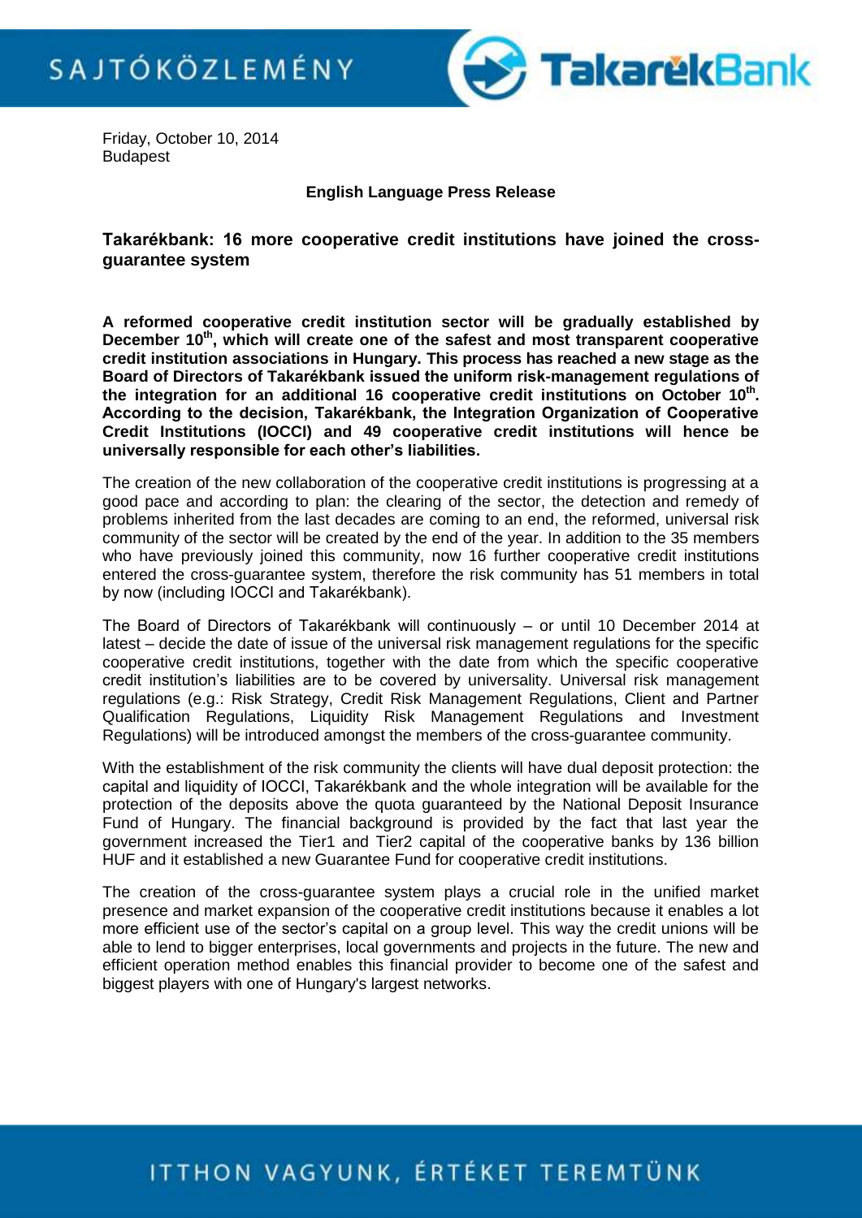SAJTÓKÖZLEMÉNY

Friday, October 10, 2014
Budapest

**English Language Press Release**

## Takarékbank: 16 more cooperative credit institutions have joined the cross-guarantee system

**A reformed cooperative credit institution sector will be gradually established by December 10th, which will create one of the safest and most transparent cooperative credit institution associations in Hungary. This process has reached a new stage as the Board of Directors of Takarékbank issued the uniform risk-management regulations of the integration for an additional 16 cooperative credit institutions on October 10th. According to the decision, Takarékbank, the Integration Organization of Cooperative Credit Institutions (IOCCI) and 49 cooperative credit institutions will hence be universally responsible for each other's liabilities.**

The creation of the new collaboration of the cooperative credit institutions is progressing at a good pace and according to plan: the clearing of the sector, the detection and remedy of problems inherited from the last decades are coming to an end, the reformed, universal risk community of the sector will be created by the end of the year. In addition to the 35 members who have previously joined this community, now 16 further cooperative credit institutions entered the cross-guarantee system, therefore the risk community has 51 members in total by now (including IOCCI and Takarékbank).

The Board of Directors of Takarékbank will continuously – or until 10 December 2014 at latest – decide the date of issue of the universal risk management regulations for the specific cooperative credit institutions, together with the date from which the specific cooperative credit institution's liabilities are to be covered by universality. Universal risk management regulations (e.g.: Risk Strategy, Credit Risk Management Regulations, Client and Partner Qualification Regulations, Liquidity Risk Management Regulations and Investment Regulations) will be introduced amongst the members of the cross-guarantee community.

With the establishment of the risk community the clients will have dual deposit protection: the capital and liquidity of IOCCI, Takarékbank and the whole integration will be available for the protection of the deposits above the quota guaranteed by the National Deposit Insurance Fund of Hungary. The financial background is provided by the fact that last year the government increased the Tier1 and Tier2 capital of the cooperative banks by 136 billion HUF and it established a new Guarantee Fund for cooperative credit institutions.

The creation of the cross-guarantee system plays a crucial role in the unified market presence and market expansion of the cooperative credit institutions because it enables a lot more efficient use of the sector's capital on a group level. This way the credit unions will be able to lend to bigger enterprises, local governments and projects in the future. The new and efficient operation method enables this financial provider to become one of the safest and biggest players with one of Hungary's largest networks.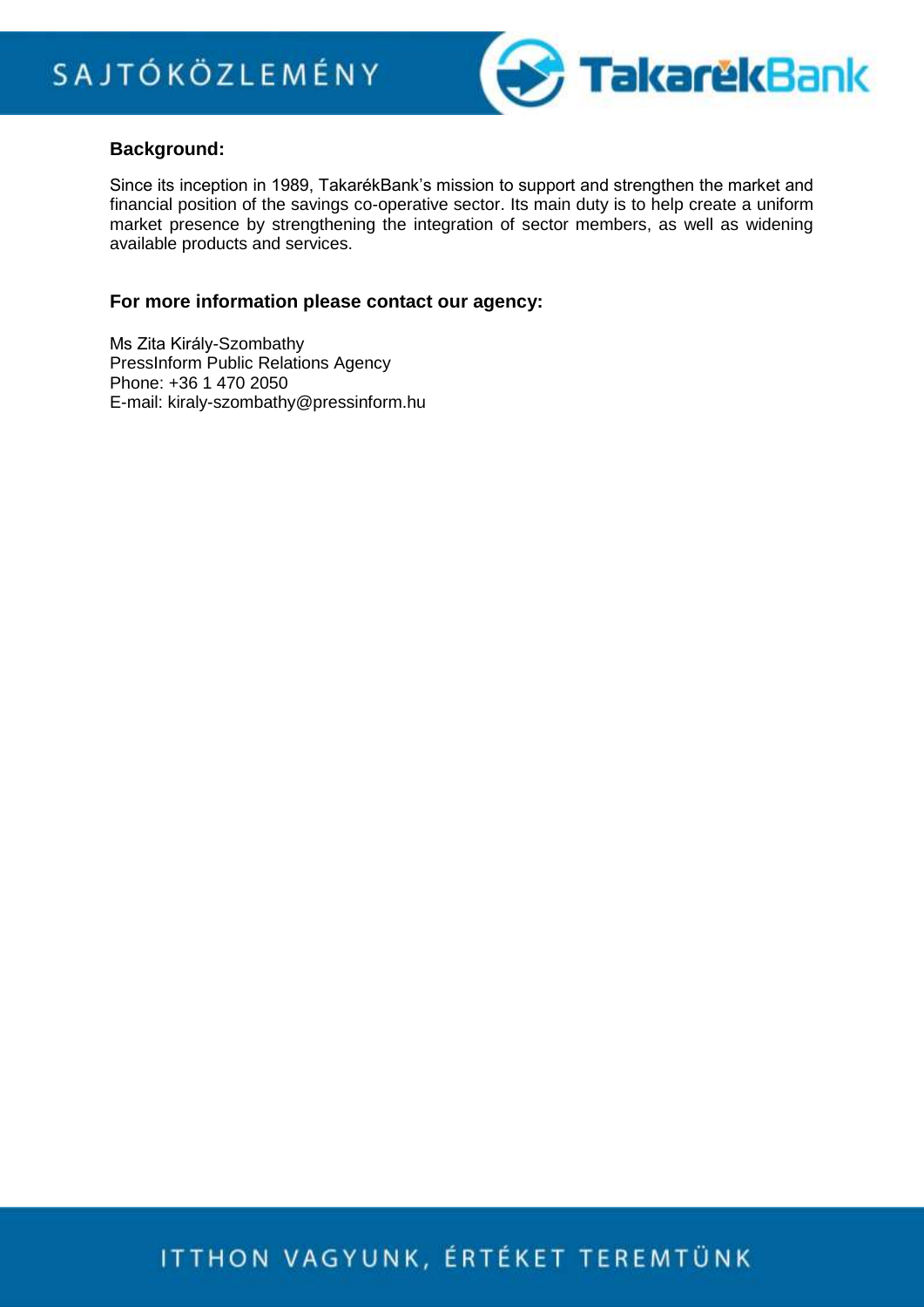**Background:**

Since its inception in 1989, TakarékBank's mission to support and strengthen the market and financial position of the savings co-operative sector. Its main duty is to help create a uniform market presence by strengthening the integration of sector members, as well as widening available products and services.

**For more information please contact our agency:**

Ms Zita Király-Szombathy
PressInform Public Relations Agency
Phone: +36 1 470 2050
E-mail: kiraly-szombathy@pressinform.hu